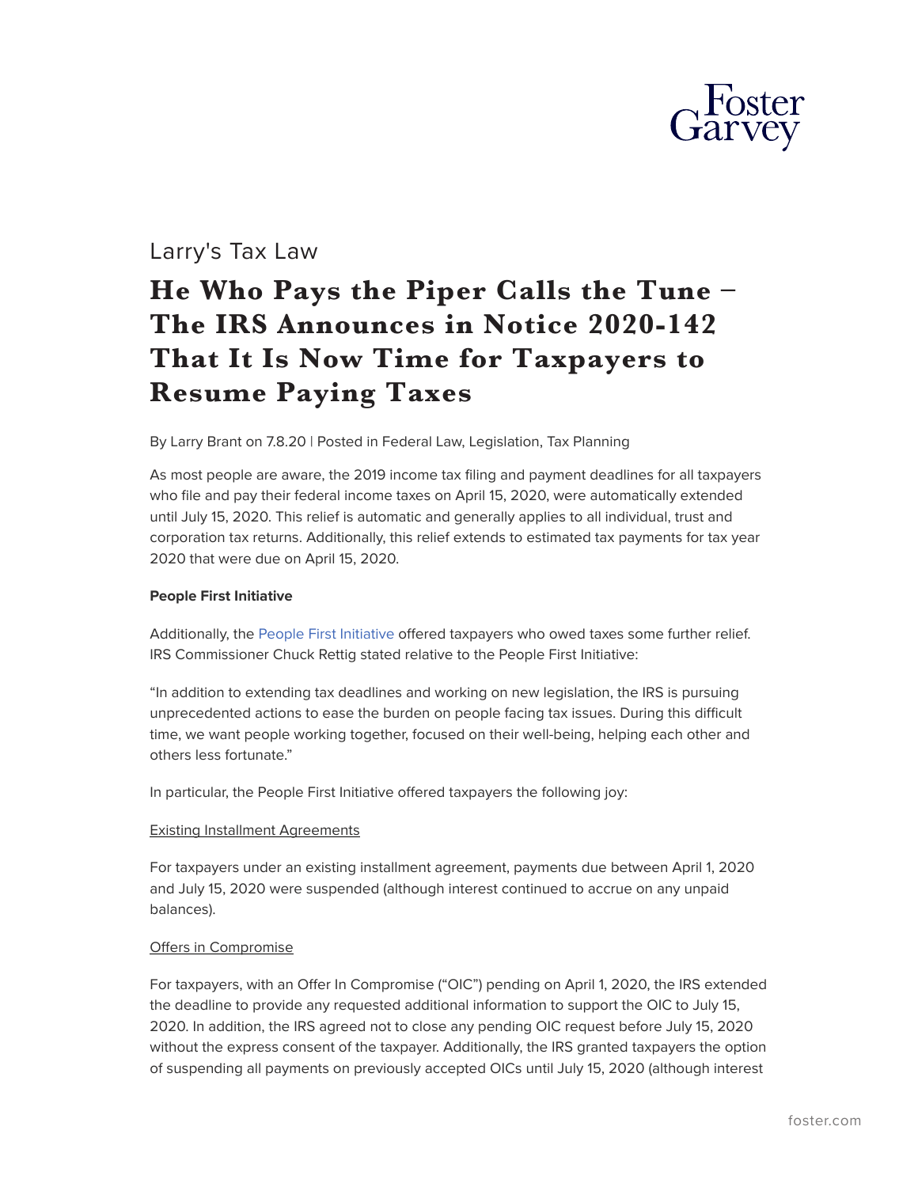Larry's Tax Law

# He Who Pays the Piper Calls the Tune – The IRS Announces in Notice 2020-142 That It Is Now Time for Taxpayers to Resume Paying Taxes

By Larry Brant on 7.8.20 | Posted in Federal Law, Legislation, Tax Planning

As most people are aware, the 2019 income tax filing and payment deadlines for all taxpayers who file and pay their federal income taxes on April 15, 2020, were automatically extended until July 15, 2020. This relief is automatic and generally applies to all individual, trust and corporation tax returns. Additionally, this relief extends to estimated tax payments for tax year 2020 that were due on April 15, 2020.

**People First Initiative**

Additionally, the People First Initiative offered taxpayers who owed taxes some further relief. IRS Commissioner Chuck Rettig stated relative to the People First Initiative:

"In addition to extending tax deadlines and working on new legislation, the IRS is pursuing unprecedented actions to ease the burden on people facing tax issues. During this difficult time, we want people working together, focused on their well-being, helping each other and others less fortunate."

In particular, the People First Initiative offered taxpayers the following joy:

Existing Installment Agreements

For taxpayers under an existing installment agreement, payments due between April 1, 2020 and July 15, 2020 were suspended (although interest continued to accrue on any unpaid balances).

Offers in Compromise

For taxpayers, with an Offer In Compromise ("OIC") pending on April 1, 2020, the IRS extended the deadline to provide any requested additional information to support the OIC to July 15, 2020. In addition, the IRS agreed not to close any pending OIC request before July 15, 2020 without the express consent of the taxpayer. Additionally, the IRS granted taxpayers the option of suspending all payments on previously accepted OICs until July 15, 2020 (although interest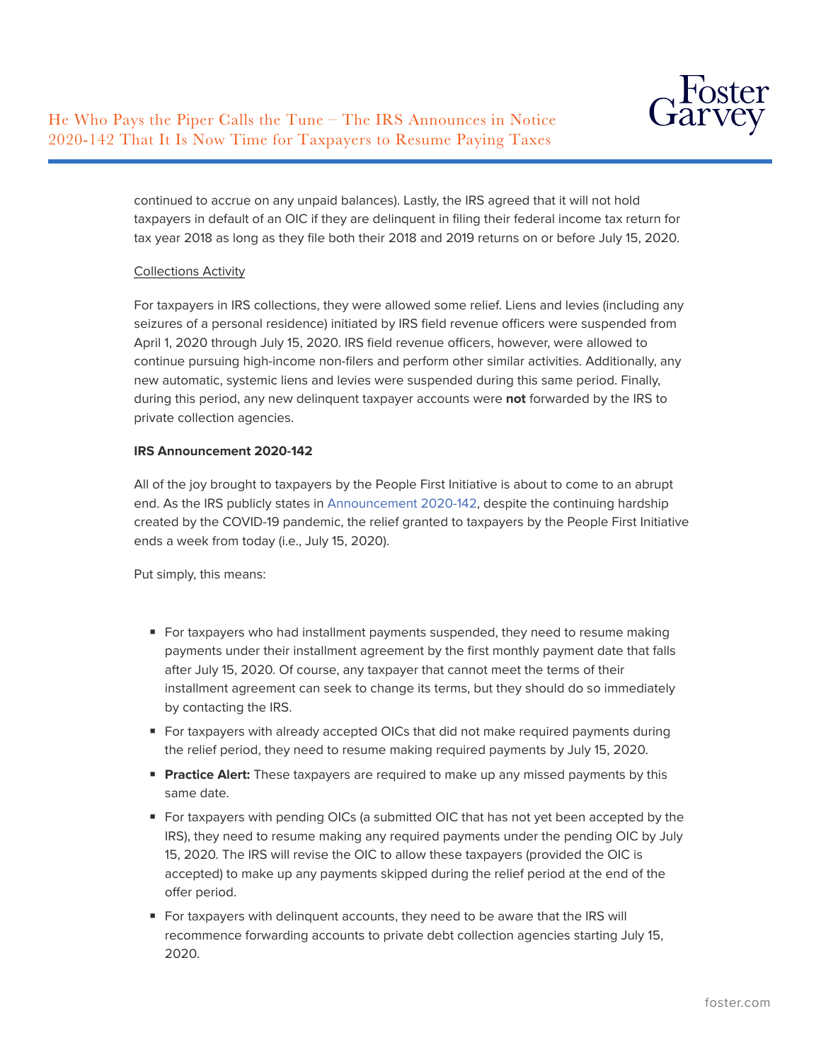continued to accrue on any unpaid balances). Lastly, the IRS agreed that it will not hold taxpayers in default of an OIC if they are delinquent in filing their federal income tax return for tax year 2018 as long as they file both their 2018 and 2019 returns on or before July 15, 2020.

Collections Activity

For taxpayers in IRS collections, they were allowed some relief. Liens and levies (including any seizures of a personal residence) initiated by IRS field revenue officers were suspended from April 1, 2020 through July 15, 2020. IRS field revenue officers, however, were allowed to continue pursuing high-income non-filers and perform other similar activities. Additionally, any new automatic, systemic liens and levies were suspended during this same period. Finally, during this period, any new delinquent taxpayer accounts were **not** forwarded by the IRS to private collection agencies.

**IRS Announcement 2020-142**

All of the joy brought to taxpayers by the People First Initiative is about to come to an abrupt end. As the IRS publicly states in Announcement 2020-142, despite the continuing hardship created by the COVID-19 pandemic, the relief granted to taxpayers by the People First Initiative ends a week from today (i.e., July 15, 2020).

Put simply, this means:

- For taxpayers who had installment payments suspended, they need to resume making payments under their installment agreement by the first monthly payment date that falls after July 15, 2020. Of course, any taxpayer that cannot meet the terms of their installment agreement can seek to change its terms, but they should do so immediately by contacting the IRS.
- For taxpayers with already accepted OICs that did not make required payments during the relief period, they need to resume making required payments by July 15, 2020.
- **Practice Alert:** These taxpayers are required to make up any missed payments by this same date.
- For taxpayers with pending OICs (a submitted OIC that has not yet been accepted by the IRS), they need to resume making any required payments under the pending OIC by July 15, 2020. The IRS will revise the OIC to allow these taxpayers (provided the OIC is accepted) to make up any payments skipped during the relief period at the end of the offer period.
- For taxpayers with delinquent accounts, they need to be aware that the IRS will recommence forwarding accounts to private debt collection agencies starting July 15, 2020.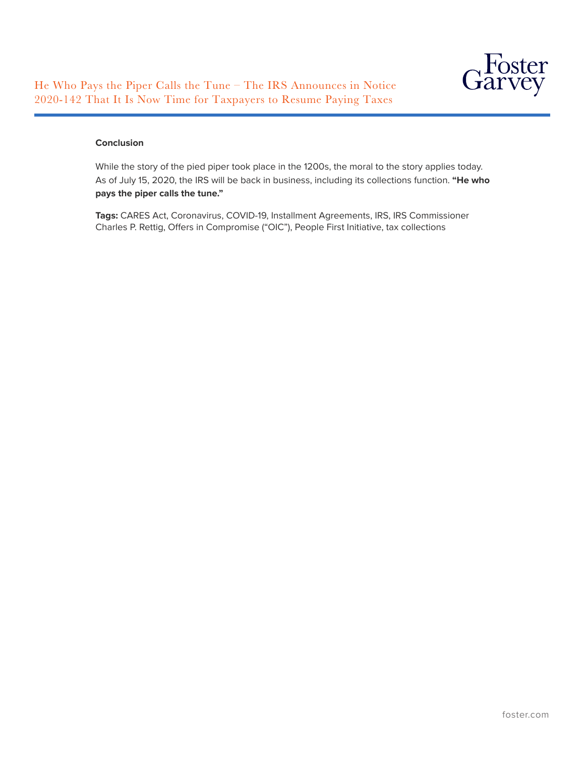**Conclusion**

While the story of the pied piper took place in the 1200s, the moral to the story applies today. As of July 15, 2020, the IRS will be back in business, including its collections function. **"He who pays the piper calls the tune."**

**Tags:** CARES Act, Coronavirus, COVID-19, Installment Agreements, IRS, IRS Commissioner Charles P. Rettig, Offers in Compromise ("OIC"), People First Initiative, tax collections